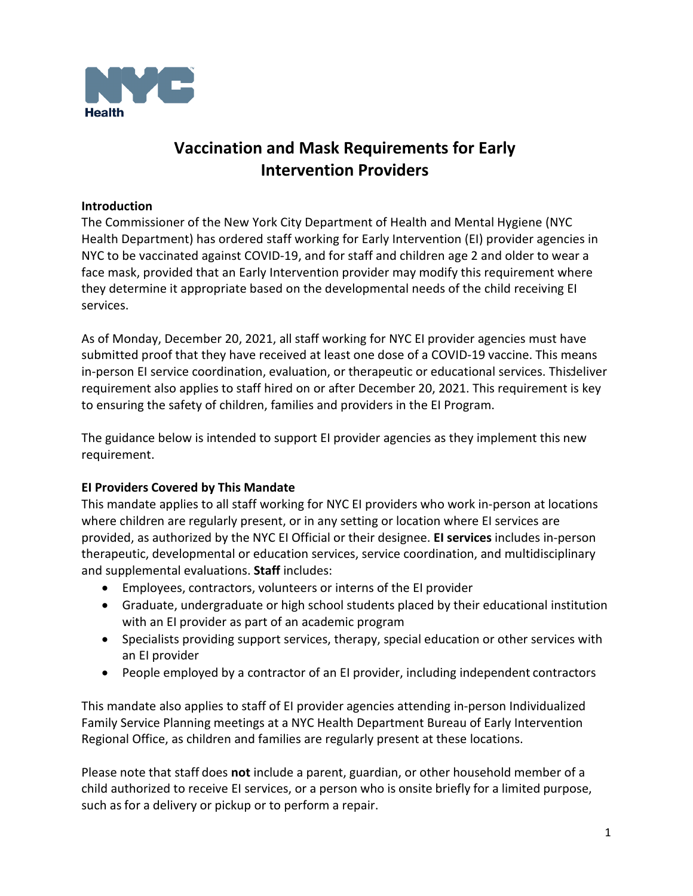# Vaccination and Mask Requirements for Early Intervention Providers

**Introduction**

The Commissioner of the New York City Department of Health and Mental Hygiene (NYC Health Department) has ordered staff working for Early Intervention (EI) provider agencies in NYC to be vaccinated against COVID-19, and for staff and children age 2 and older to wear a face mask, provided that an Early Intervention provider may modify this requirement where they determine it appropriate based on the developmental needs of the child receiving EI services.

As of Monday, December 20, 2021, all staff working for NYC EI provider agencies must have submitted proof that they have received at least one dose of a COVID-19 vaccine. This means in-person EI service coordination, evaluation, or therapeutic or educational services. This deliver requirement also applies to staff hired on or after December 20, 2021. This requirement is key to ensuring the safety of children, families and providers in the EI Program.

The guidance below is intended to support EI provider agencies as they implement this new requirement.

**EI Providers Covered by This Mandate**

This mandate applies to all staff working for NYC EI providers who work in-person at locations where children are regularly present, or in any setting or location where EI services are provided, as authorized by the NYC EI Official or their designee. **EI services** includes in-person therapeutic, developmental or education services, service coordination, and multidisciplinary and supplemental evaluations. **Staff** includes:

- Employees, contractors, volunteers or interns of the EI provider
- Graduate, undergraduate or high school students placed by their educational institution with an EI provider as part of an academic program
- Specialists providing support services, therapy, special education or other services with an EI provider
- People employed by a contractor of an EI provider, including independent contractors

This mandate also applies to staff of EI provider agencies attending in-person Individualized Family Service Planning meetings at a NYC Health Department Bureau of Early Intervention Regional Office, as children and families are regularly present at these locations.

Please note that staff does **not** include a parent, guardian, or other household member of a child authorized to receive EI services, or a person who is onsite briefly for a limited purpose, such as for a delivery or pickup or to perform a repair.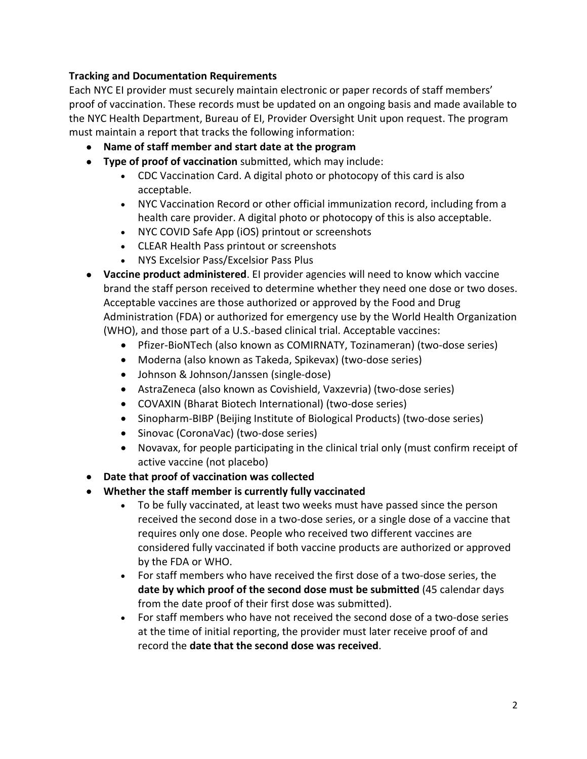**Tracking and Documentation Requirements**

Each NYC EI provider must securely maintain electronic or paper records of staff members' proof of vaccination. These records must be updated on an ongoing basis and made available to the NYC Health Department, Bureau of EI, Provider Oversight Unit upon request. The program must maintain a report that tracks the following information:

- **Name of staff member and start date at the program**
- **Type of proof of vaccination** submitted, which may include:
  - CDC Vaccination Card. A digital photo or photocopy of this card is also acceptable.
  - NYC Vaccination Record or other official immunization record, including from a health care provider. A digital photo or photocopy of this is also acceptable.
  - NYC COVID Safe App (iOS) printout or screenshots
  - CLEAR Health Pass printout or screenshots
  - NYS Excelsior Pass/Excelsior Pass Plus
- **Vaccine product administered**. EI provider agencies will need to know which vaccine brand the staff person received to determine whether they need one dose or two doses. Acceptable vaccines are those authorized or approved by the Food and Drug Administration (FDA) or authorized for emergency use by the World Health Organization (WHO), and those part of a U.S.-based clinical trial. Acceptable vaccines:
  - Pfizer-BioNTech (also known as COMIRNATY, Tozinameran) (two-dose series)
  - Moderna (also known as Takeda, Spikevax) (two-dose series)
  - Johnson & Johnson/Janssen (single-dose)
  - AstraZeneca (also known as Covishield, Vaxzevria) (two-dose series)
  - COVAXIN (Bharat Biotech International) (two-dose series)
  - Sinopharm-BIBP (Beijing Institute of Biological Products) (two-dose series)
  - Sinovac (CoronaVac) (two-dose series)
  - Novavax, for people participating in the clinical trial only (must confirm receipt of active vaccine (not placebo)
- **Date that proof of vaccination was collected**
- **Whether the staff member is currently fully vaccinated**
  - To be fully vaccinated, at least two weeks must have passed since the person received the second dose in a two-dose series, or a single dose of a vaccine that requires only one dose. People who received two different vaccines are considered fully vaccinated if both vaccine products are authorized or approved by the FDA or WHO.
  - For staff members who have received the first dose of a two-dose series, the **date by which proof of the second dose must be submitted** (45 calendar days from the date proof of their first dose was submitted).
  - For staff members who have not received the second dose of a two-dose series at the time of initial reporting, the provider must later receive proof of and record the **date that the second dose was received**.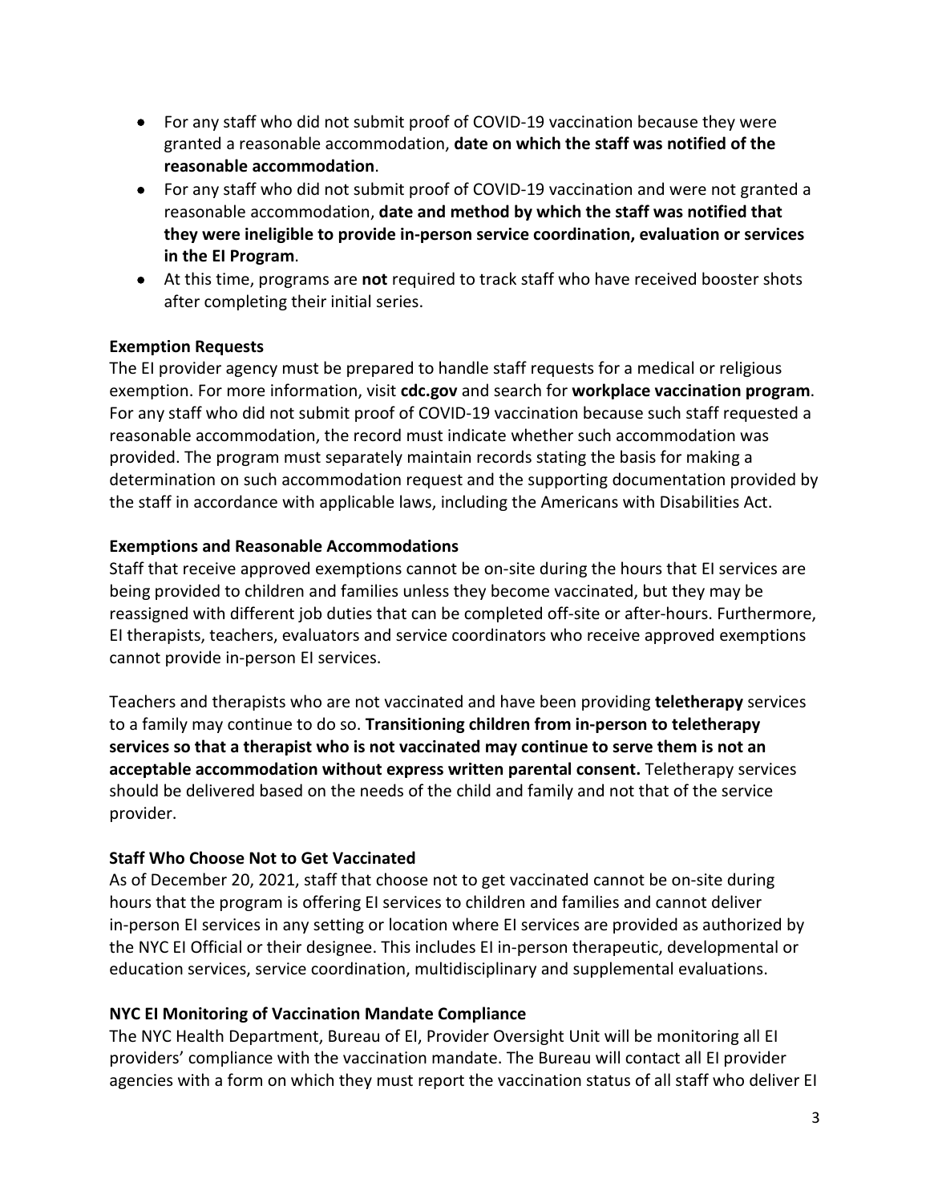- For any staff who did not submit proof of COVID-19 vaccination because they were granted a reasonable accommodation, **date on which the staff was notified of the reasonable accommodation**.
- For any staff who did not submit proof of COVID-19 vaccination and were not granted a reasonable accommodation, **date and method by which the staff was notified that they were ineligible to provide in-person service coordination, evaluation or services in the EI Program**.
- At this time, programs are **not** required to track staff who have received booster shots after completing their initial series.

**Exemption Requests**

The EI provider agency must be prepared to handle staff requests for a medical or religious exemption. For more information, visit **cdc.gov** and search for **workplace vaccination program**. For any staff who did not submit proof of COVID-19 vaccination because such staff requested a reasonable accommodation, the record must indicate whether such accommodation was provided. The program must separately maintain records stating the basis for making a determination on such accommodation request and the supporting documentation provided by the staff in accordance with applicable laws, including the Americans with Disabilities Act.

**Exemptions and Reasonable Accommodations**

Staff that receive approved exemptions cannot be on-site during the hours that EI services are being provided to children and families unless they become vaccinated, but they may be reassigned with different job duties that can be completed off-site or after-hours. Furthermore, EI therapists, teachers, evaluators and service coordinators who receive approved exemptions cannot provide in-person EI services.

Teachers and therapists who are not vaccinated and have been providing **teletherapy** services to a family may continue to do so. **Transitioning children from in-person to teletherapy services so that a therapist who is not vaccinated may continue to serve them is not an acceptable accommodation without express written parental consent.** Teletherapy services should be delivered based on the needs of the child and family and not that of the service provider.

**Staff Who Choose Not to Get Vaccinated**

As of December 20, 2021, staff that choose not to get vaccinated cannot be on-site during hours that the program is offering EI services to children and families and cannot deliver in-person EI services in any setting or location where EI services are provided as authorized by the NYC EI Official or their designee. This includes EI in-person therapeutic, developmental or education services, service coordination, multidisciplinary and supplemental evaluations.

**NYC EI Monitoring of Vaccination Mandate Compliance**

The NYC Health Department, Bureau of EI, Provider Oversight Unit will be monitoring all EI providers' compliance with the vaccination mandate. The Bureau will contact all EI provider agencies with a form on which they must report the vaccination status of all staff who deliver EI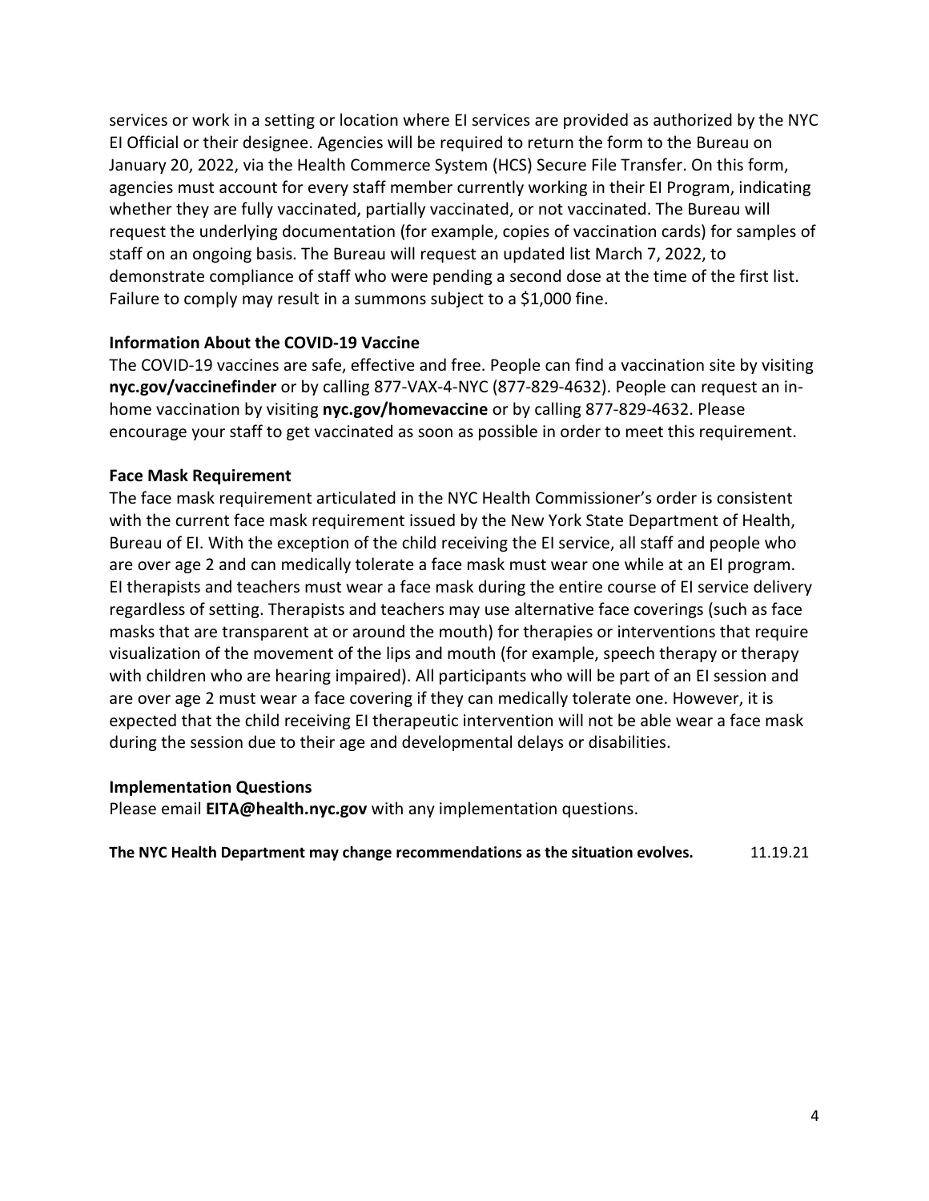services or work in a setting or location where EI services are provided as authorized by the NYC EI Official or their designee. Agencies will be required to return the form to the Bureau on January 20, 2022, via the Health Commerce System (HCS) Secure File Transfer. On this form, agencies must account for every staff member currently working in their EI Program, indicating whether they are fully vaccinated, partially vaccinated, or not vaccinated. The Bureau will request the underlying documentation (for example, copies of vaccination cards) for samples of staff on an ongoing basis. The Bureau will request an updated list March 7, 2022, to demonstrate compliance of staff who were pending a second dose at the time of the first list. Failure to comply may result in a summons subject to a $1,000 fine.

**Information About the COVID-19 Vaccine**

The COVID-19 vaccines are safe, effective and free. People can find a vaccination site by visiting **nyc.gov/vaccinefinder** or by calling 877-VAX-4-NYC (877-829-4632). People can request an in-home vaccination by visiting **nyc.gov/homevaccine** or by calling 877-829-4632. Please encourage your staff to get vaccinated as soon as possible in order to meet this requirement.

**Face Mask Requirement**

The face mask requirement articulated in the NYC Health Commissioner's order is consistent with the current face mask requirement issued by the New York State Department of Health, Bureau of EI. With the exception of the child receiving the EI service, all staff and people who are over age 2 and can medically tolerate a face mask must wear one while at an EI program. EI therapists and teachers must wear a face mask during the entire course of EI service delivery regardless of setting. Therapists and teachers may use alternative face coverings (such as face masks that are transparent at or around the mouth) for therapies or interventions that require visualization of the movement of the lips and mouth (for example, speech therapy or therapy with children who are hearing impaired). All participants who will be part of an EI session and are over age 2 must wear a face covering if they can medically tolerate one. However, it is expected that the child receiving EI therapeutic intervention will not be able wear a face mask during the session due to their age and developmental delays or disabilities.

**Implementation Questions**

Please email **EITA@health.nyc.gov** with any implementation questions.

**The NYC Health Department may change recommendations as the situation evolves.** 11.19.21